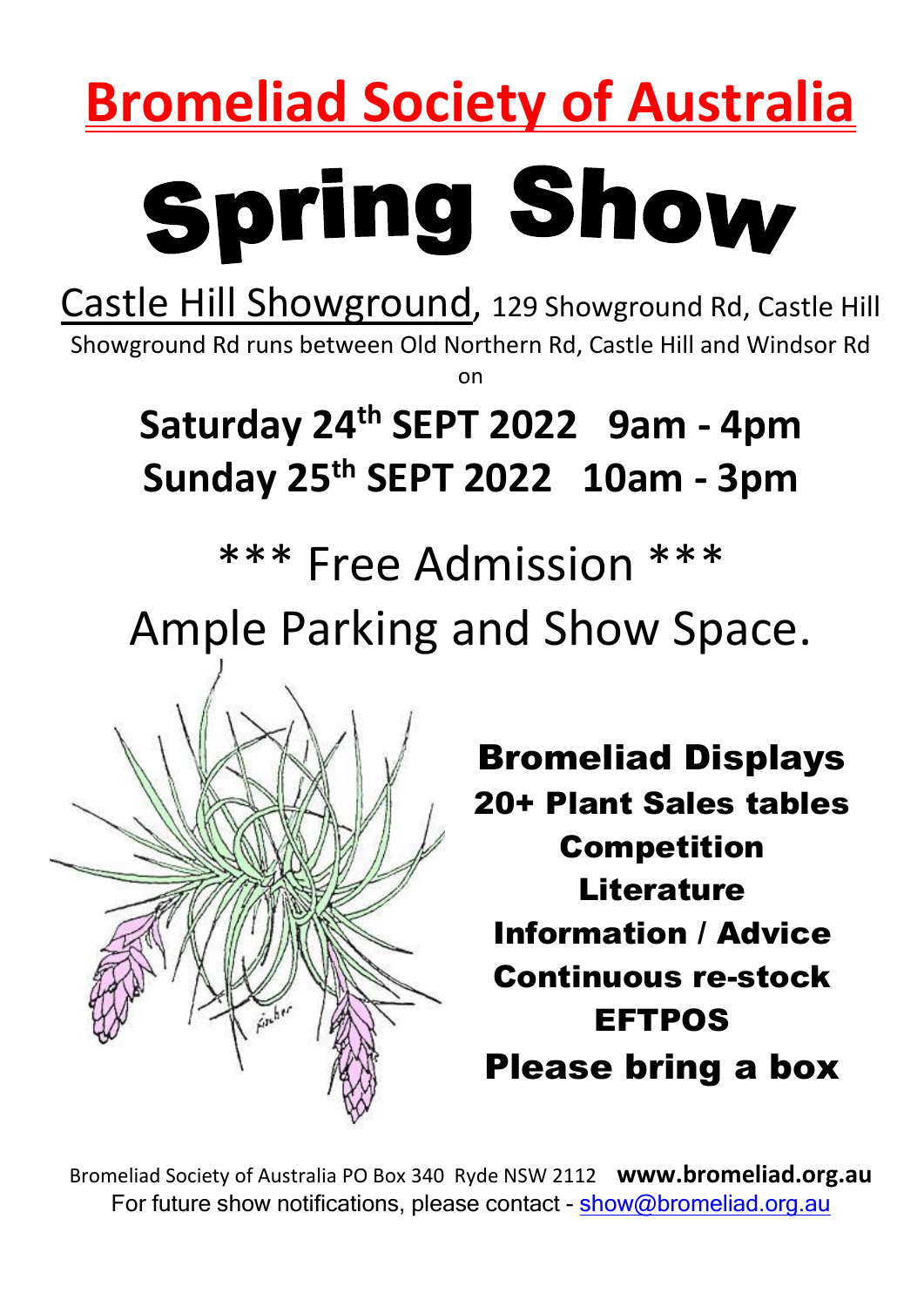# Bromeliad Society of Australia

# Spring Show

Castle Hill Showground, 129 Showground Rd, Castle Hill

Showground Rd runs between Old Northern Rd, Castle Hill and Windsor Rd

on

## Saturday 24th SEPT 2022 9am - 4pm

## Sunday 25th SEPT 2022 10am - 3pm

*** Free Admission ***

Ample Parking and Show Space.

**Bromeliad Displays**

**20+ Plant Sales tables**

**Competition**

**Literature**

**Information / Advice**

**Continuous re-stock**

**EFTPOS**

**Please bring a box**

Bromeliad Society of Australia PO Box 340 Ryde NSW 2112 **www.bromeliad.org.au**

For future show notifications, please contact - show@bromeliad.org.au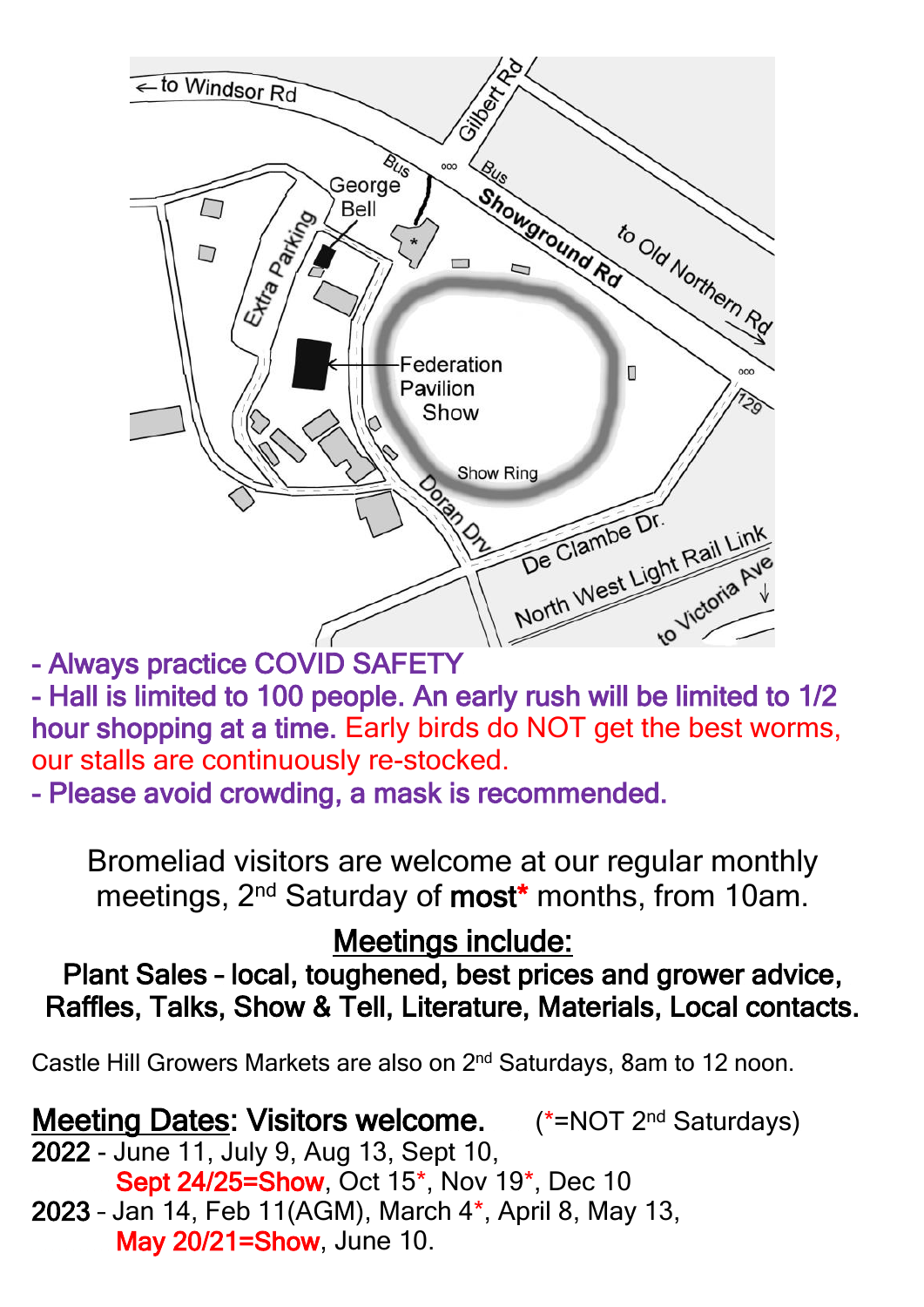← to Windsor Rd

Gilbert Rd

Bus

Bus

George Bell

Showground Rd

to Old Northern Rd

Extra Parking

Federation Pavilion Show

Show Ring

Doran Drv

De Clambe Dr.

North West Light Rail Link

to Victoria Ave

129

- Always practice COVID SAFETY
- Hall is limited to 100 people. An early rush will be limited to 1/2 hour shopping at a time. Early birds do NOT get the best worms, our stalls are continuously re-stocked.
- Please avoid crowding, a mask is recommended.

Bromeliad visitors are welcome at our regular monthly meetings, 2nd Saturday of **most*** months, from 10am.

**Meetings include:**

**Plant Sales – local, toughened, best prices and grower advice, Raffles, Talks, Show & Tell, Literature, Materials, Local contacts.**

Castle Hill Growers Markets are also on 2nd Saturdays, 8am to 12 noon.

**Meeting Dates: Visitors welcome.** (*=NOT 2nd Saturdays)

**2022** - June 11, July 9, Aug 13, Sept 10,
Sept 24/25=Show, Oct 15*, Nov 19*, Dec 10

**2023** – Jan 14, Feb 11(AGM), March 4*, April 8, May 13,
May 20/21=Show, June 10.